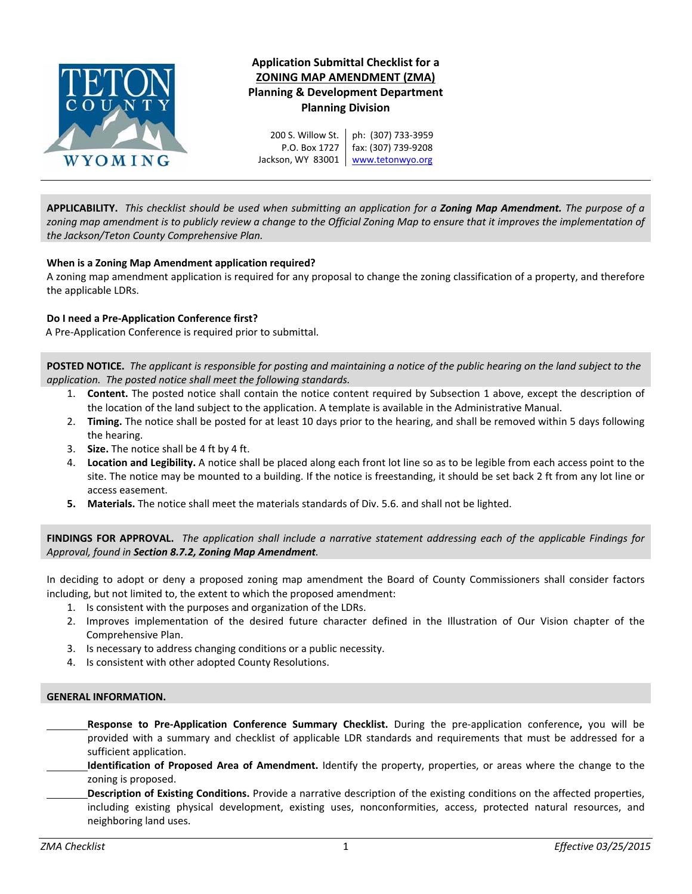# Application Submittal Checklist for a
## ZONING MAP AMENDMENT (ZMA)
**Planning & Development Department**
**Planning Division**

200 S. Willow St. | ph: (307) 733-3959
P.O. Box 1727 | fax: (307) 739-9208
Jackson, WY 83001 | www.tetonwyo.org

---

**APPLICABILITY.** *This checklist should be used when submitting an application for a* ***Zoning Map Amendment.*** *The purpose of a zoning map amendment is to publicly review a change to the Official Zoning Map to ensure that it improves the implementation of the Jackson/Teton County Comprehensive Plan.*

**When is a Zoning Map Amendment application required?**
A zoning map amendment application is required for any proposal to change the zoning classification of a property, and therefore the applicable LDRs.

**Do I need a Pre-Application Conference first?**
A Pre-Application Conference is required prior to submittal.

**POSTED NOTICE.** *The applicant is responsible for posting and maintaining a notice of the public hearing on the land subject to the application. The posted notice shall meet the following standards.*

1. **Content.** The posted notice shall contain the notice content required by Subsection 1 above, except the description of the location of the land subject to the application. A template is available in the Administrative Manual.
2. **Timing.** The notice shall be posted for at least 10 days prior to the hearing, and shall be removed within 5 days following the hearing.
3. **Size.** The notice shall be 4 ft by 4 ft.
4. **Location and Legibility.** A notice shall be placed along each front lot line so as to be legible from each access point to the site. The notice may be mounted to a building. If the notice is freestanding, it should be set back 2 ft from any lot line or access easement.
5. **Materials.** The notice shall meet the materials standards of Div. 5.6. and shall not be lighted.

**FINDINGS FOR APPROVAL.** *The application shall include a narrative statement addressing each of the applicable Findings for Approval, found in* ***Section 8.7.2, Zoning Map Amendment****.*

In deciding to adopt or deny a proposed zoning map amendment the Board of County Commissioners shall consider factors including, but not limited to, the extent to which the proposed amendment:

1. Is consistent with the purposes and organization of the LDRs.
2. Improves implementation of the desired future character defined in the Illustration of Our Vision chapter of the Comprehensive Plan.
3. Is necessary to address changing conditions or a public necessity.
4. Is consistent with other adopted County Resolutions.

**GENERAL INFORMATION.**

_______ **Response to Pre-Application Conference Summary Checklist.** During the pre-application conference**,** you will be provided with a summary and checklist of applicable LDR standards and requirements that must be addressed for a sufficient application.

_______ **Identification of Proposed Area of Amendment.** Identify the property, properties, or areas where the change to the zoning is proposed.

_______ **Description of Existing Conditions.** Provide a narrative description of the existing conditions on the affected properties, including existing physical development, existing uses, nonconformities, access, protected natural resources, and neighboring land uses.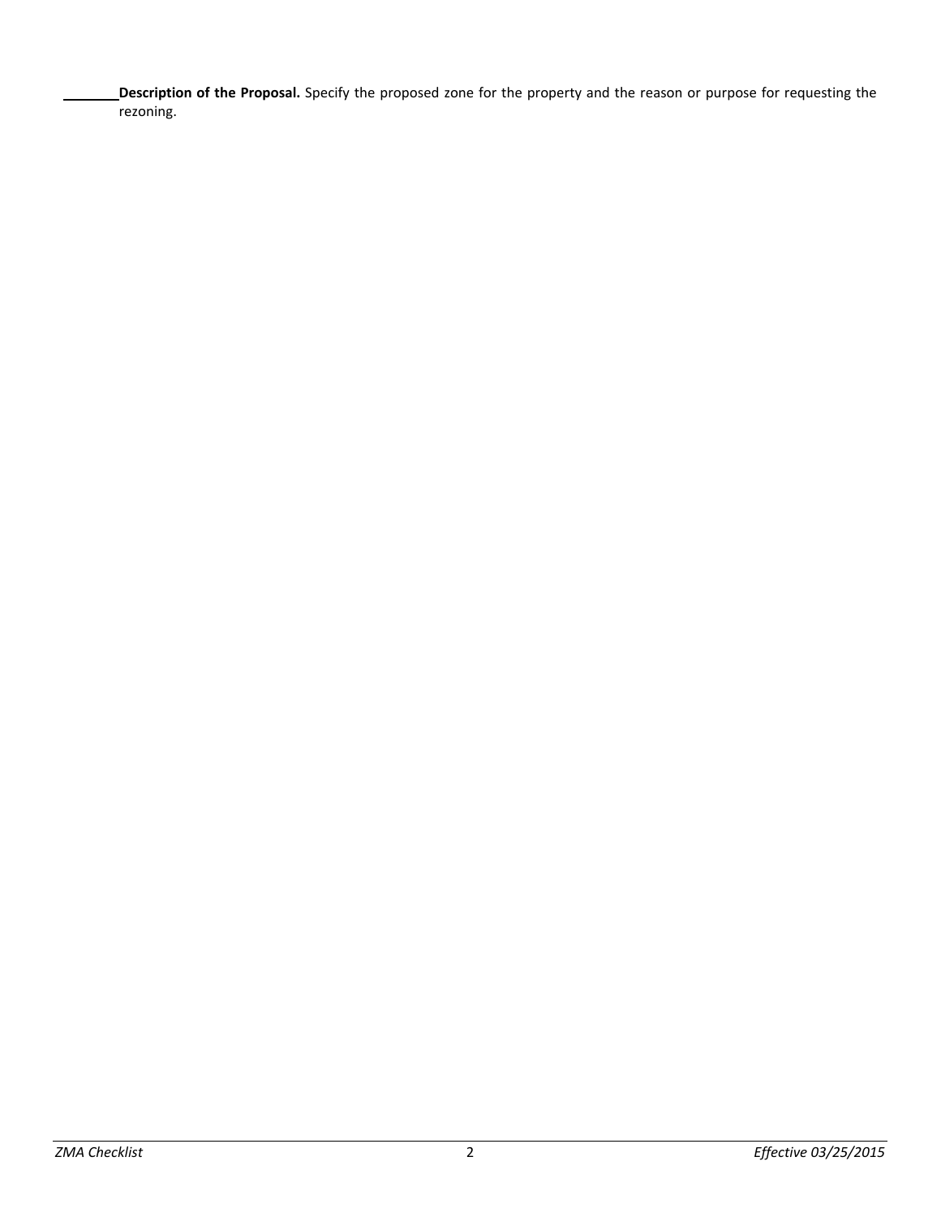_______ **Description of the Proposal.** Specify the proposed zone for the property and the reason or purpose for requesting the rezoning.